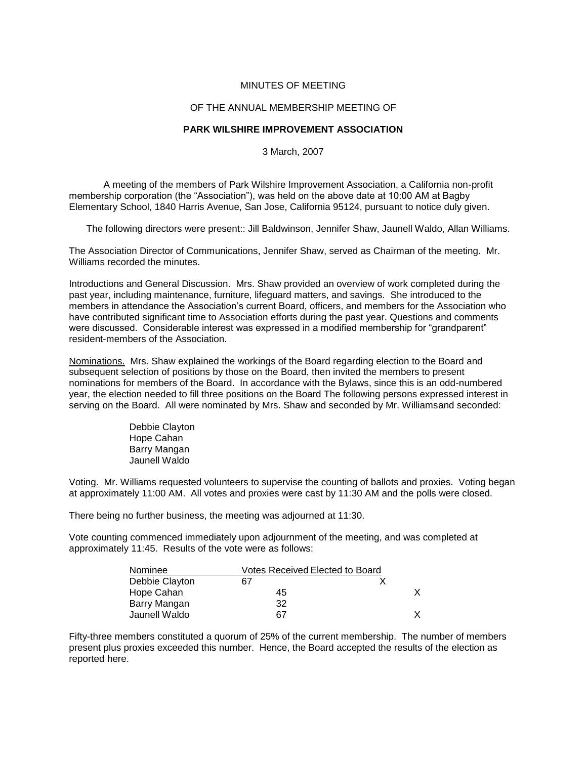MINUTES OF MEETING

OF THE ANNUAL MEMBERSHIP MEETING OF

**PARK WILSHIRE IMPROVEMENT ASSOCIATION**

3 March, 2007

A meeting of the members of Park Wilshire Improvement Association, a California non-profit membership corporation (the "Association"), was held on the above date at 10:00 AM at Bagby Elementary School, 1840 Harris Avenue, San Jose, California 95124, pursuant to notice duly given.

The following directors were present:: Jill Baldwinson, Jennifer Shaw, Jaunell Waldo, Allan Williams.

The Association Director of Communications, Jennifer Shaw, served as Chairman of the meeting. Mr. Williams recorded the minutes.

Introductions and General Discussion. Mrs. Shaw provided an overview of work completed during the past year, including maintenance, furniture, lifeguard matters, and savings. She introduced to the members in attendance the Association's current Board, officers, and members for the Association who have contributed significant time to Association efforts during the past year. Questions and comments were discussed. Considerable interest was expressed in a modified membership for "grandparent" resident-members of the Association.

<u>Nominations.</u> Mrs. Shaw explained the workings of the Board regarding election to the Board and subsequent selection of positions by those on the Board, then invited the members to present nominations for members of the Board. In accordance with the Bylaws, since this is an odd-numbered year, the election needed to fill three positions on the Board The following persons expressed interest in serving on the Board. All were nominated by Mrs. Shaw and seconded by Mr. Williamsand seconded:

Debbie Clayton
Hope Cahan
Barry Mangan
Jaunell Waldo

<u>Voting.</u> Mr. Williams requested volunteers to supervise the counting of ballots and proxies. Voting began at approximately 11:00 AM. All votes and proxies were cast by 11:30 AM and the polls were closed.

There being no further business, the meeting was adjourned at 11:30.

Vote counting commenced immediately upon adjournment of the meeting, and was completed at approximately 11:45. Results of the vote were as follows:

| Nominee | Votes Received | Elected to Board |
|---|---|---|
| Debbie Clayton | 67 | X |
| Hope Cahan | 45 | X |
| Barry Mangan | 32 | |
| Jaunell Waldo | 67 | X |

Fifty-three members constituted a quorum of 25% of the current membership. The number of members present plus proxies exceeded this number. Hence, the Board accepted the results of the election as reported here.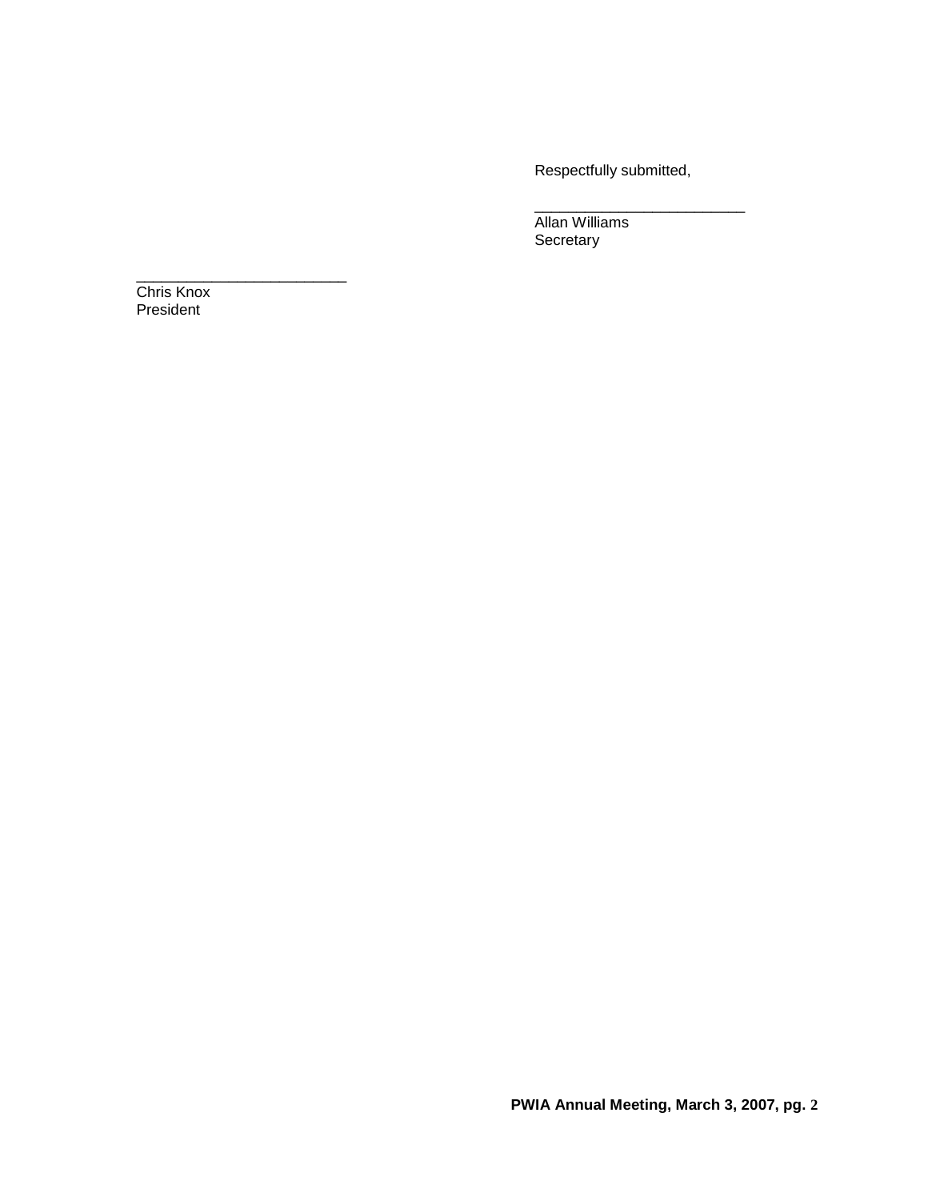Respectfully submitted,

_________________________
Allan Williams
Secretary

_________________________
Chris Knox
President